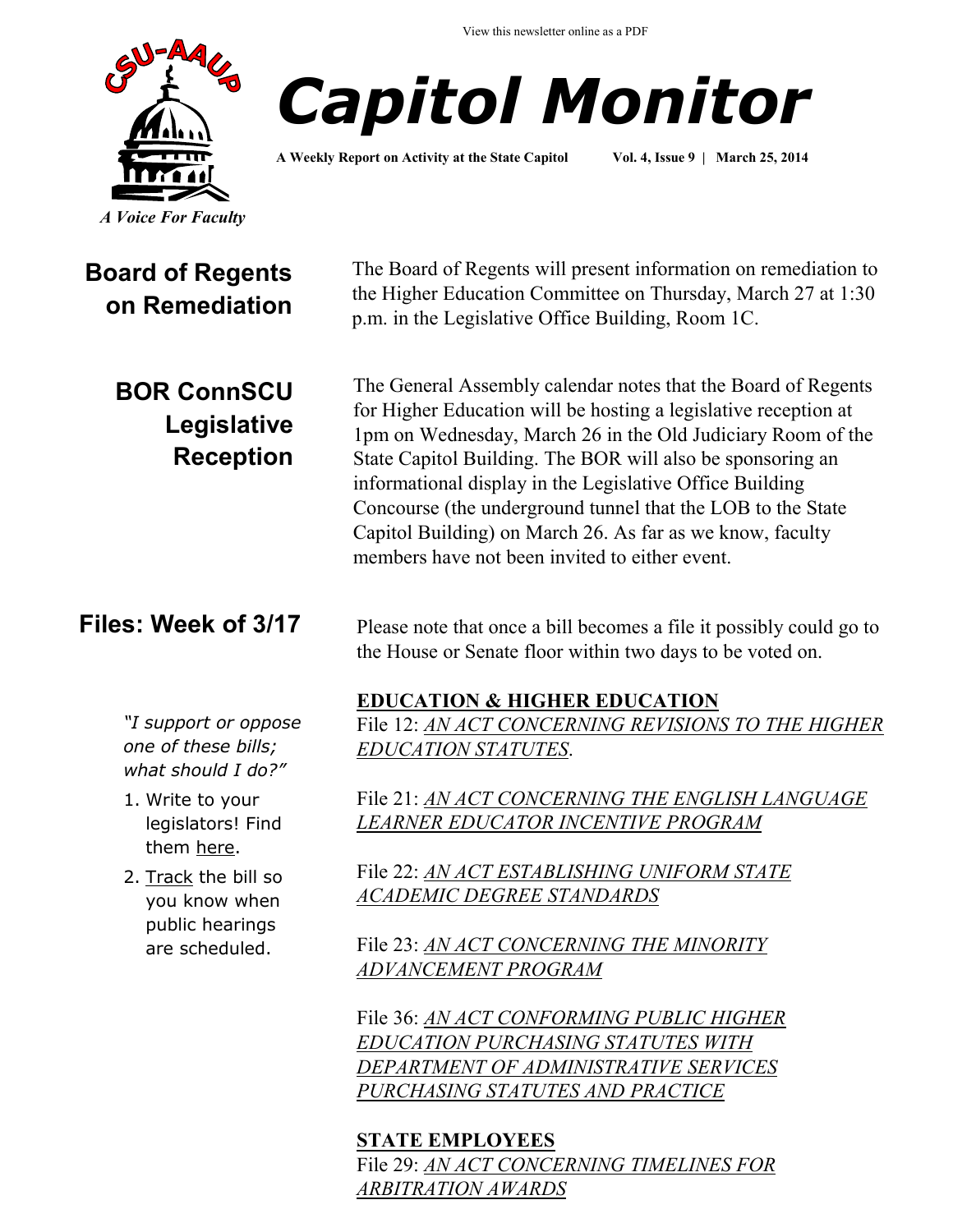View this newsletter online as a PDF

CSU-AAUP

*A Voice For Faculty*

# Capitol Monitor

**A Weekly Report on Activity at the State Capitol** **Vol. 4, Issue 9 | March 25, 2014**

## Board of Regents on Remediation

The Board of Regents will present information on remediation to the Higher Education Committee on Thursday, March 27 at 1:30 p.m. in the Legislative Office Building, Room 1C.

## BOR ConnSCU Legislative Reception

The General Assembly calendar notes that the Board of Regents for Higher Education will be hosting a legislative reception at 1pm on Wednesday, March 26 in the Old Judiciary Room of the State Capitol Building. The BOR will also be sponsoring an informational display in the Legislative Office Building Concourse (the underground tunnel that the LOB to the State Capitol Building) on March 26. As far as we know, faculty members have not been invited to either event.

## Files: Week of 3/17

*"I support or oppose one of these bills; what should I do?"*

1. Write to your legislators! Find them here.
2. Track the bill so you know when public hearings are scheduled.

Please note that once a bill becomes a file it possibly could go to the House or Senate floor within two days to be voted on.

**EDUCATION & HIGHER EDUCATION**

File 12: *AN ACT CONCERNING REVISIONS TO THE HIGHER EDUCATION STATUTES*.

File 21: *AN ACT CONCERNING THE ENGLISH LANGUAGE LEARNER EDUCATOR INCENTIVE PROGRAM*

File 22: *AN ACT ESTABLISHING UNIFORM STATE ACADEMIC DEGREE STANDARDS*

File 23: *AN ACT CONCERNING THE MINORITY ADVANCEMENT PROGRAM*

File 36: *AN ACT CONFORMING PUBLIC HIGHER EDUCATION PURCHASING STATUTES WITH DEPARTMENT OF ADMINISTRATIVE SERVICES PURCHASING STATUTES AND PRACTICE*

**STATE EMPLOYEES**

File 29: *AN ACT CONCERNING TIMELINES FOR ARBITRATION AWARDS*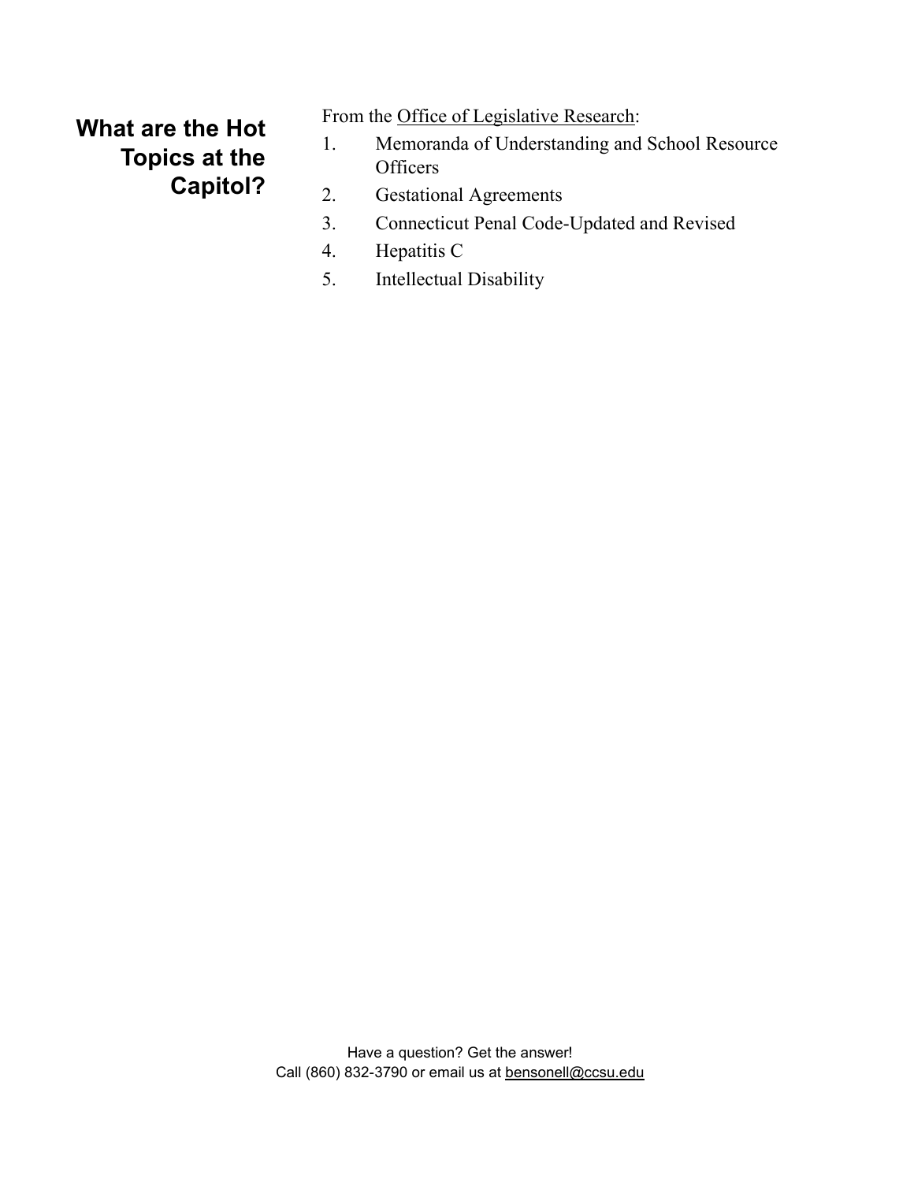## What are the Hot Topics at the Capitol?

From the Office of Legislative Research:

1. Memoranda of Understanding and School Resource Officers
2. Gestational Agreements
3. Connecticut Penal Code-Updated and Revised
4. Hepatitis C
5. Intellectual Disability

Have a question? Get the answer!
Call (860) 832-3790 or email us at bensonell@ccsu.edu